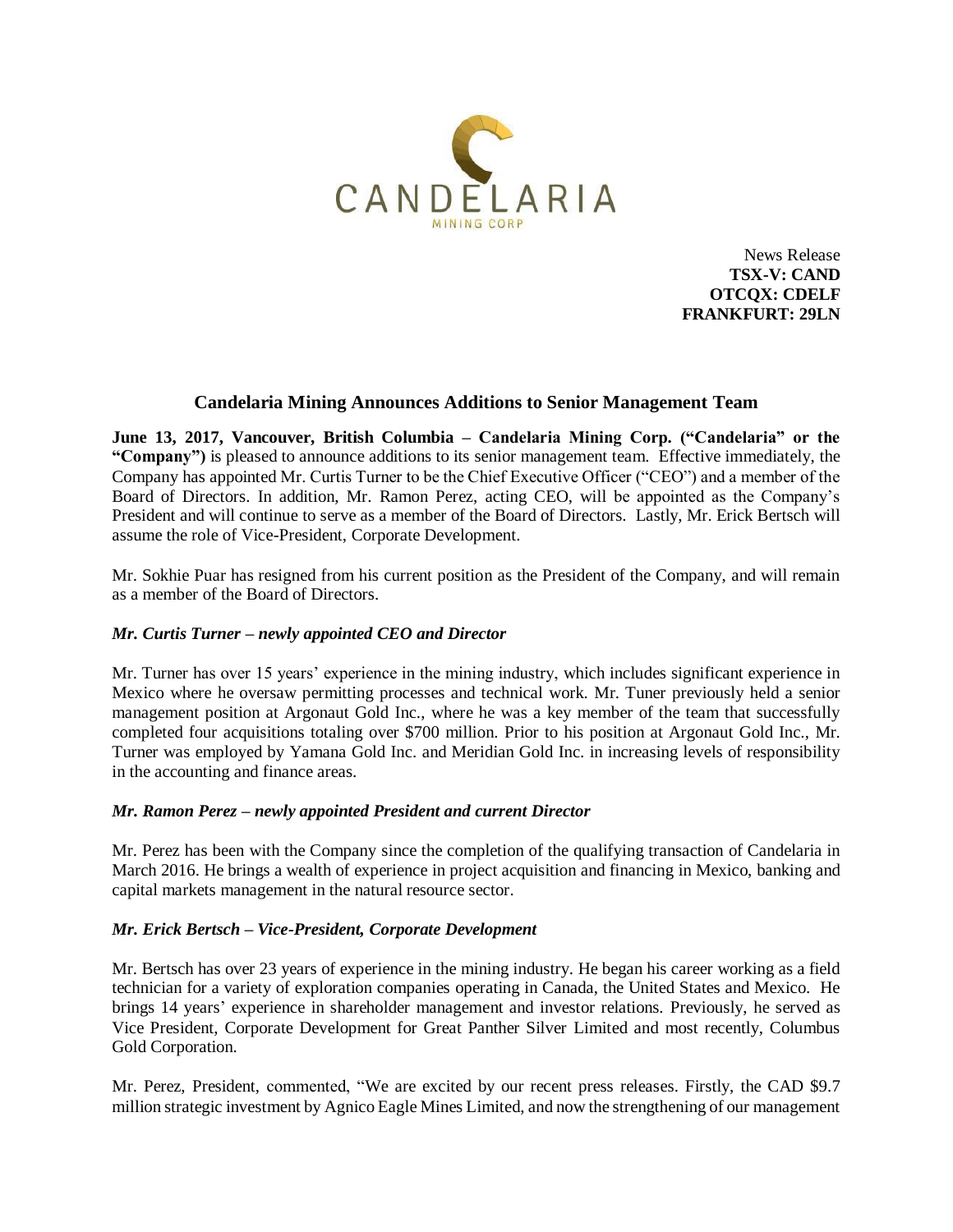CANDELARIA
MINING CORP

News Release
**TSX-V: CAND**
**OTCQX: CDELF**
**FRANKFURT: 29LN**

## Candelaria Mining Announces Additions to Senior Management Team

**June 13, 2017, Vancouver, British Columbia – Candelaria Mining Corp. ("Candelaria" or the "Company")** is pleased to announce additions to its senior management team. Effective immediately, the Company has appointed Mr. Curtis Turner to be the Chief Executive Officer ("CEO") and a member of the Board of Directors. In addition, Mr. Ramon Perez, acting CEO, will be appointed as the Company's President and will continue to serve as a member of the Board of Directors. Lastly, Mr. Erick Bertsch will assume the role of Vice-President, Corporate Development.

Mr. Sokhie Puar has resigned from his current position as the President of the Company, and will remain as a member of the Board of Directors.

### *Mr. Curtis Turner – newly appointed CEO and Director*

Mr. Turner has over 15 years' experience in the mining industry, which includes significant experience in Mexico where he oversaw permitting processes and technical work. Mr. Tuner previously held a senior management position at Argonaut Gold Inc., where he was a key member of the team that successfully completed four acquisitions totaling over $700 million. Prior to his position at Argonaut Gold Inc., Mr. Turner was employed by Yamana Gold Inc. and Meridian Gold Inc. in increasing levels of responsibility in the accounting and finance areas.

### *Mr. Ramon Perez – newly appointed President and current Director*

Mr. Perez has been with the Company since the completion of the qualifying transaction of Candelaria in March 2016. He brings a wealth of experience in project acquisition and financing in Mexico, banking and capital markets management in the natural resource sector.

### *Mr. Erick Bertsch – Vice-President, Corporate Development*

Mr. Bertsch has over 23 years of experience in the mining industry. He began his career working as a field technician for a variety of exploration companies operating in Canada, the United States and Mexico. He brings 14 years' experience in shareholder management and investor relations. Previously, he served as Vice President, Corporate Development for Great Panther Silver Limited and most recently, Columbus Gold Corporation.

Mr. Perez, President, commented, "We are excited by our recent press releases. Firstly, the CAD $9.7 million strategic investment by Agnico Eagle Mines Limited, and now the strengthening of our management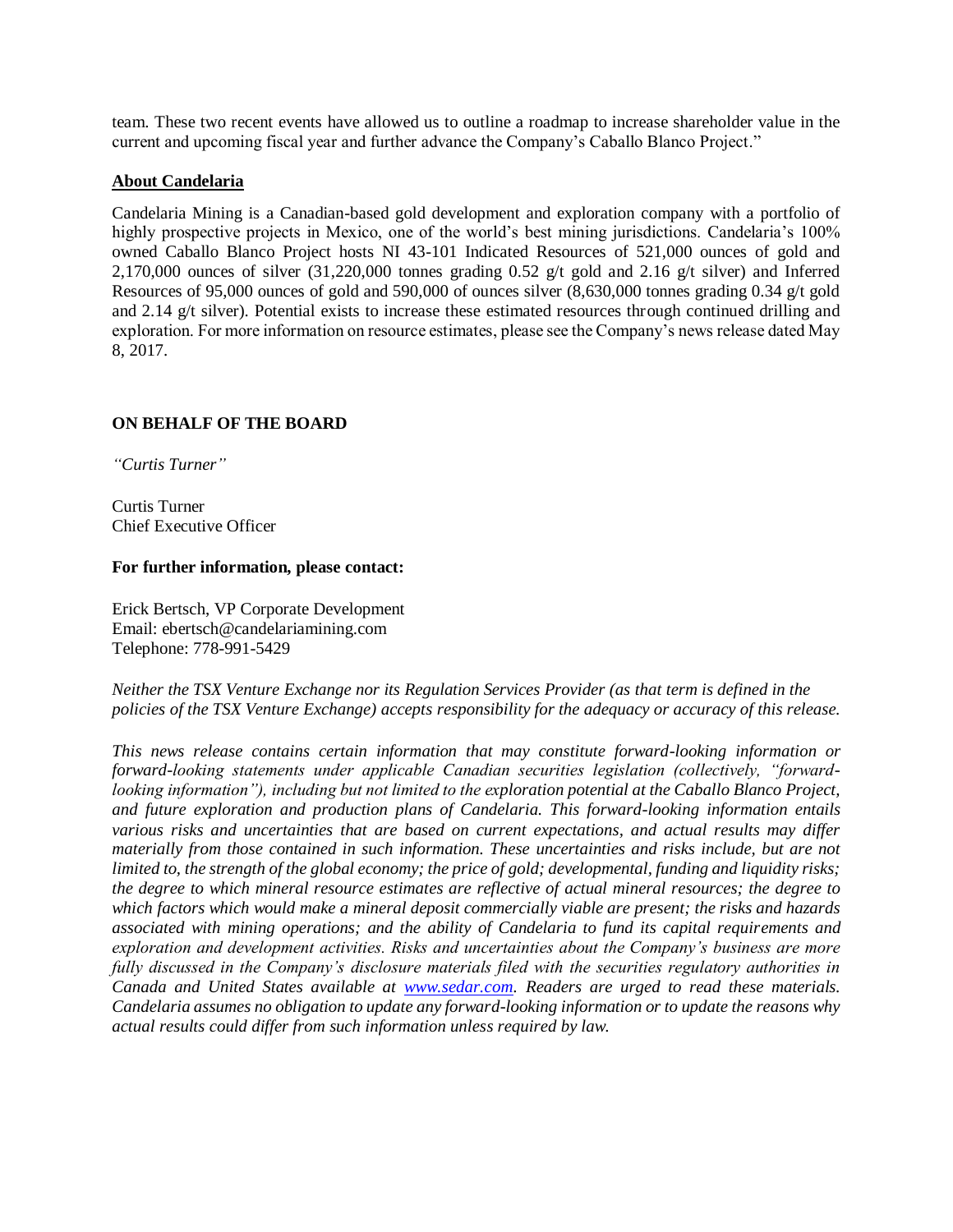team. These two recent events have allowed us to outline a roadmap to increase shareholder value in the current and upcoming fiscal year and further advance the Company's Caballo Blanco Project."

## About Candelaria

Candelaria Mining is a Canadian-based gold development and exploration company with a portfolio of highly prospective projects in Mexico, one of the world's best mining jurisdictions. Candelaria's 100% owned Caballo Blanco Project hosts NI 43-101 Indicated Resources of 521,000 ounces of gold and 2,170,000 ounces of silver (31,220,000 tonnes grading 0.52 g/t gold and 2.16 g/t silver) and Inferred Resources of 95,000 ounces of gold and 590,000 of ounces silver (8,630,000 tonnes grading 0.34 g/t gold and 2.14 g/t silver). Potential exists to increase these estimated resources through continued drilling and exploration. For more information on resource estimates, please see the Company's news release dated May 8, 2017.

**ON BEHALF OF THE BOARD**

*"Curtis Turner"*

Curtis Turner
Chief Executive Officer

**For further information, please contact:**

Erick Bertsch, VP Corporate Development
Email: ebertsch@candelariamining.com
Telephone: 778-991-5429

*Neither the TSX Venture Exchange nor its Regulation Services Provider (as that term is defined in the policies of the TSX Venture Exchange) accepts responsibility for the adequacy or accuracy of this release.*

*This news release contains certain information that may constitute forward-looking information or forward-looking statements under applicable Canadian securities legislation (collectively, "forward-looking information"), including but not limited to the exploration potential at the Caballo Blanco Project, and future exploration and production plans of Candelaria. This forward-looking information entails various risks and uncertainties that are based on current expectations, and actual results may differ materially from those contained in such information. These uncertainties and risks include, but are not limited to, the strength of the global economy; the price of gold; developmental, funding and liquidity risks; the degree to which mineral resource estimates are reflective of actual mineral resources; the degree to which factors which would make a mineral deposit commercially viable are present; the risks and hazards associated with mining operations; and the ability of Candelaria to fund its capital requirements and exploration and development activities. Risks and uncertainties about the Company's business are more fully discussed in the Company's disclosure materials filed with the securities regulatory authorities in Canada and United States available at [www.sedar.com](http://www.sedar.com). Readers are urged to read these materials. Candelaria assumes no obligation to update any forward-looking information or to update the reasons why actual results could differ from such information unless required by law.*